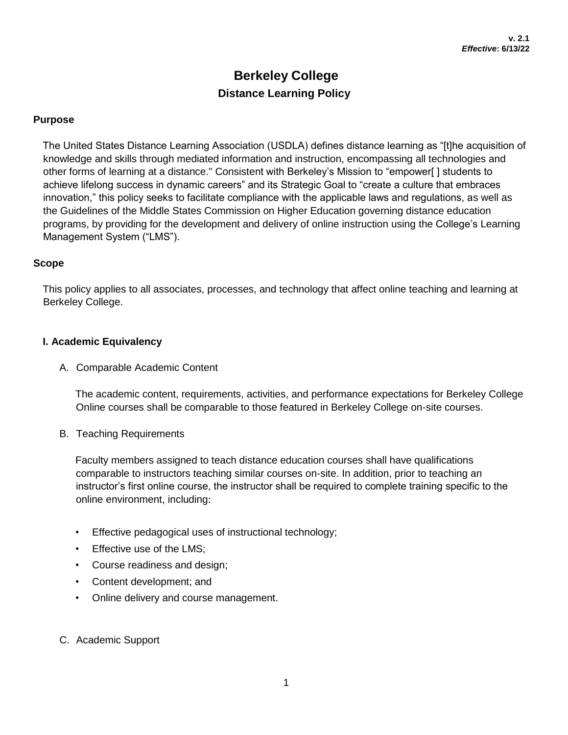**v. 2.1**
***Effective*: 6/13/22**

# Berkeley College

## Distance Learning Policy

### Purpose

The United States Distance Learning Association (USDLA) defines distance learning as "[t]he acquisition of knowledge and skills through mediated information and instruction, encompassing all technologies and other forms of learning at a distance." Consistent with Berkeley's Mission to "empower[ ] students to achieve lifelong success in dynamic careers" and its Strategic Goal to "create a culture that embraces innovation," this policy seeks to facilitate compliance with the applicable laws and regulations, as well as the Guidelines of the Middle States Commission on Higher Education governing distance education programs, by providing for the development and delivery of online instruction using the College's Learning Management System ("LMS").

### Scope

This policy applies to all associates, processes, and technology that affect online teaching and learning at Berkeley College.

### I. Academic Equivalency

A. Comparable Academic Content

The academic content, requirements, activities, and performance expectations for Berkeley College Online courses shall be comparable to those featured in Berkeley College on-site courses.

B. Teaching Requirements

Faculty members assigned to teach distance education courses shall have qualifications comparable to instructors teaching similar courses on-site. In addition, prior to teaching an instructor's first online course, the instructor shall be required to complete training specific to the online environment, including:

- Effective pedagogical uses of instructional technology;
- Effective use of the LMS;
- Course readiness and design;
- Content development; and
- Online delivery and course management.

C. Academic Support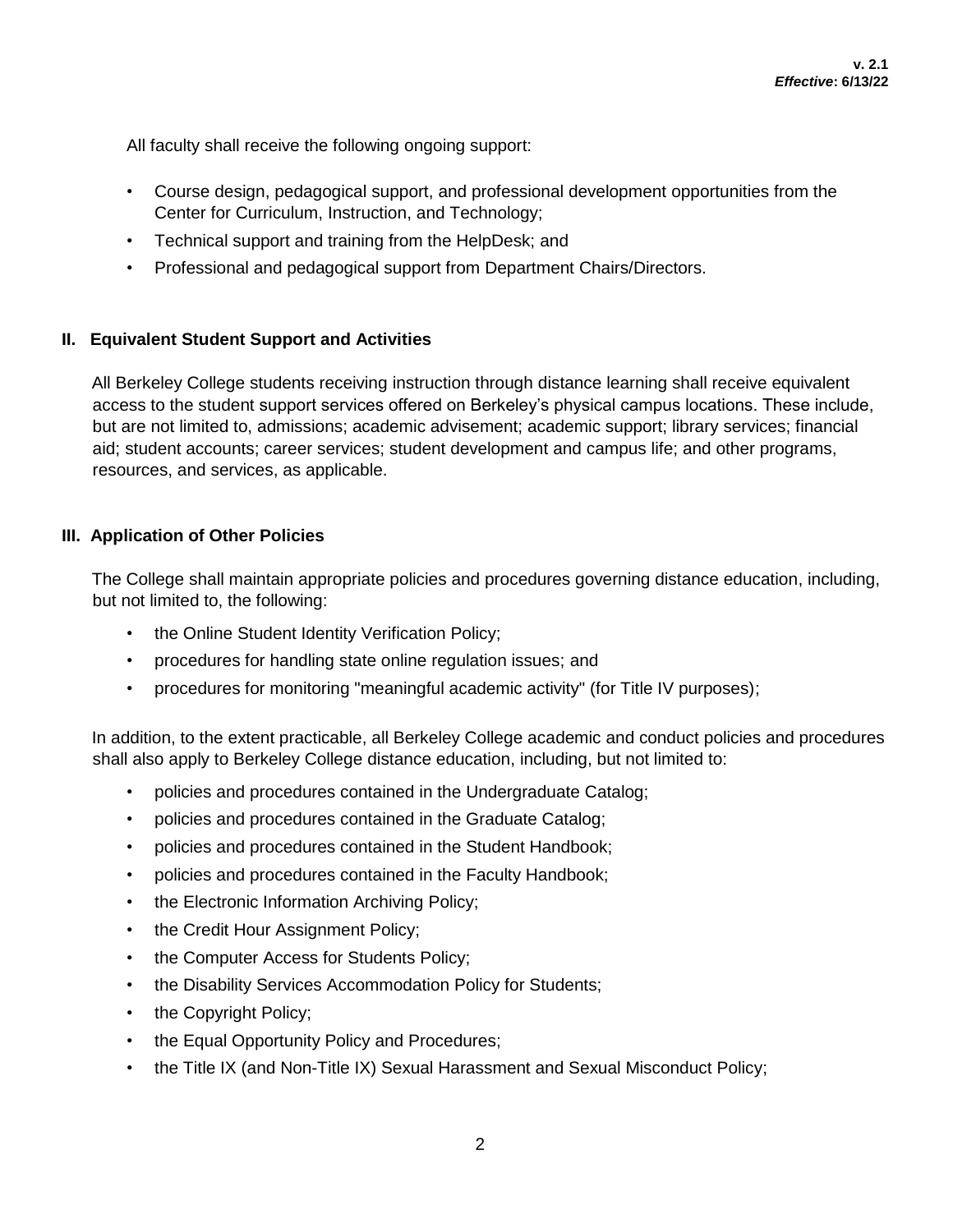All faculty shall receive the following ongoing support:

- Course design, pedagogical support, and professional development opportunities from the Center for Curriculum, Instruction, and Technology;
- Technical support and training from the HelpDesk; and
- Professional and pedagogical support from Department Chairs/Directors.

## II. Equivalent Student Support and Activities

All Berkeley College students receiving instruction through distance learning shall receive equivalent access to the student support services offered on Berkeley's physical campus locations. These include, but are not limited to, admissions; academic advisement; academic support; library services; financial aid; student accounts; career services; student development and campus life; and other programs, resources, and services, as applicable.

## III. Application of Other Policies

The College shall maintain appropriate policies and procedures governing distance education, including, but not limited to, the following:

- the Online Student Identity Verification Policy;
- procedures for handling state online regulation issues; and
- procedures for monitoring "meaningful academic activity" (for Title IV purposes);

In addition, to the extent practicable, all Berkeley College academic and conduct policies and procedures shall also apply to Berkeley College distance education, including, but not limited to:

- policies and procedures contained in the Undergraduate Catalog;
- policies and procedures contained in the Graduate Catalog;
- policies and procedures contained in the Student Handbook;
- policies and procedures contained in the Faculty Handbook;
- the Electronic Information Archiving Policy;
- the Credit Hour Assignment Policy;
- the Computer Access for Students Policy;
- the Disability Services Accommodation Policy for Students;
- the Copyright Policy;
- the Equal Opportunity Policy and Procedures;
- the Title IX (and Non-Title IX) Sexual Harassment and Sexual Misconduct Policy;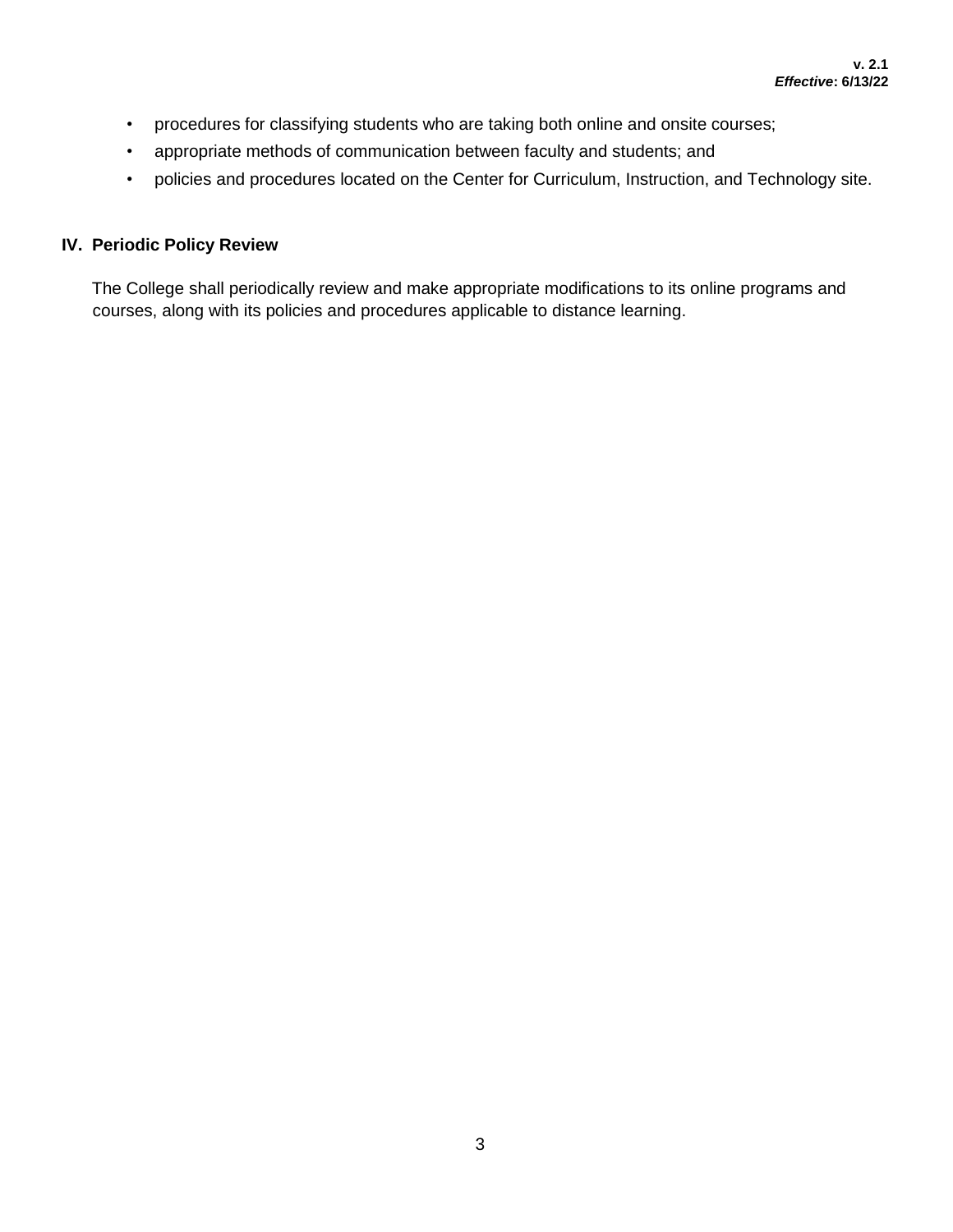- procedures for classifying students who are taking both online and onsite courses;
- appropriate methods of communication between faculty and students; and
- policies and procedures located on the Center for Curriculum, Instruction, and Technology site.

## IV. Periodic Policy Review

The College shall periodically review and make appropriate modifications to its online programs and courses, along with its policies and procedures applicable to distance learning.